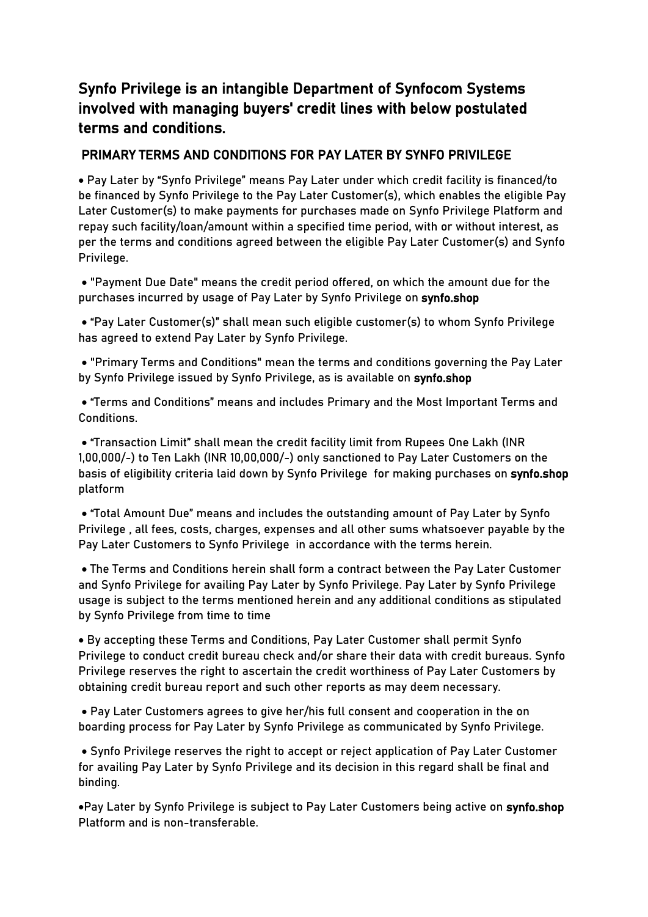## Synfo Privilege is an intangible Department of Synfocom Systems involved with managing buyers' credit lines with below postulated terms and conditions.

### PRIMARY TERMS AND CONDITIONS FOR PAY LATER BY SYNFO PRIVILEGE

- Pay Later by "Synfo Privilege" means Pay Later under which credit facility is financed/to be financed by Synfo Privilege to the Pay Later Customer(s), which enables the eligible Pay Later Customer(s) to make payments for purchases made on Synfo Privilege Platform and repay such facility/loan/amount within a specified time period, with or without interest, as per the terms and conditions agreed between the eligible Pay Later Customer(s) and Synfo Privilege.

- "Payment Due Date" means the credit period offered, on which the amount due for the purchases incurred by usage of Pay Later by Synfo Privilege on **synfo.shop**

- "Pay Later Customer(s)" shall mean such eligible customer(s) to whom Synfo Privilege has agreed to extend Pay Later by Synfo Privilege.

- "Primary Terms and Conditions" mean the terms and conditions governing the Pay Later by Synfo Privilege issued by Synfo Privilege, as is available on **synfo.shop**

- "Terms and Conditions" means and includes Primary and the Most Important Terms and Conditions.

- "Transaction Limit" shall mean the credit facility limit from Rupees One Lakh (INR 1,00,000/-) to Ten Lakh (INR 10,00,000/-) only sanctioned to Pay Later Customers on the basis of eligibility criteria laid down by Synfo Privilege for making purchases on **synfo.shop** platform

- "Total Amount Due" means and includes the outstanding amount of Pay Later by Synfo Privilege , all fees, costs, charges, expenses and all other sums whatsoever payable by the Pay Later Customers to Synfo Privilege in accordance with the terms herein.

- The Terms and Conditions herein shall form a contract between the Pay Later Customer and Synfo Privilege for availing Pay Later by Synfo Privilege. Pay Later by Synfo Privilege usage is subject to the terms mentioned herein and any additional conditions as stipulated by Synfo Privilege from time to time

- By accepting these Terms and Conditions, Pay Later Customer shall permit Synfo Privilege to conduct credit bureau check and/or share their data with credit bureaus. Synfo Privilege reserves the right to ascertain the credit worthiness of Pay Later Customers by obtaining credit bureau report and such other reports as may deem necessary.

- Pay Later Customers agrees to give her/his full consent and cooperation in the on boarding process for Pay Later by Synfo Privilege as communicated by Synfo Privilege.

- Synfo Privilege reserves the right to accept or reject application of Pay Later Customer for availing Pay Later by Synfo Privilege and its decision in this regard shall be final and binding.

- Pay Later by Synfo Privilege is subject to Pay Later Customers being active on **synfo.shop** Platform and is non-transferable.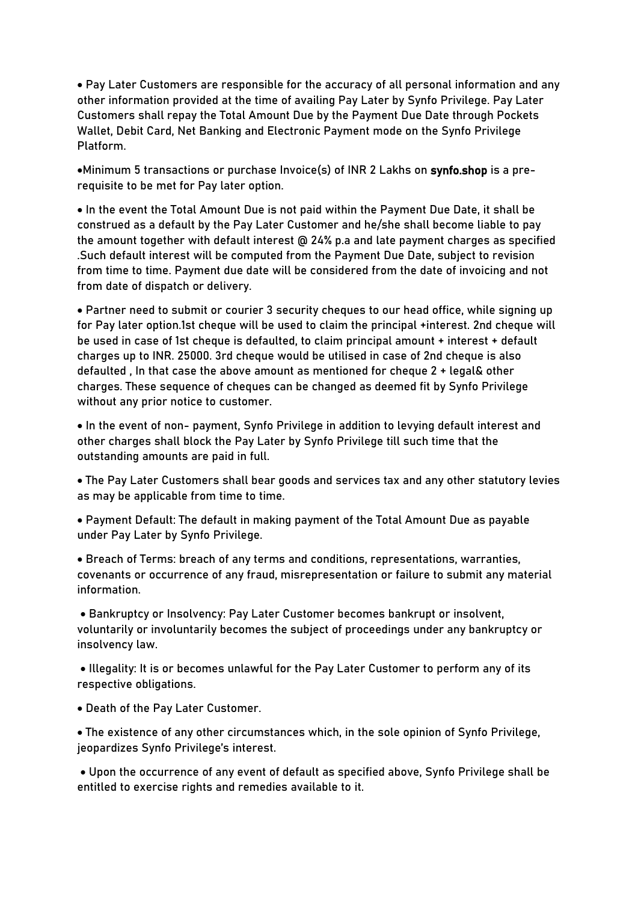- Pay Later Customers are responsible for the accuracy of all personal information and any other information provided at the time of availing Pay Later by Synfo Privilege. Pay Later Customers shall repay the Total Amount Due by the Payment Due Date through Pockets Wallet, Debit Card, Net Banking and Electronic Payment mode on the Synfo Privilege Platform.

- Minimum 5 transactions or purchase Invoice(s) of INR 2 Lakhs on **synfo.shop** is a pre-requisite to be met for Pay later option.

- In the event the Total Amount Due is not paid within the Payment Due Date, it shall be construed as a default by the Pay Later Customer and he/she shall become liable to pay the amount together with default interest @ 24% p.a and late payment charges as specified .Such default interest will be computed from the Payment Due Date, subject to revision from time to time. Payment due date will be considered from the date of invoicing and not from date of dispatch or delivery.

- Partner need to submit or courier 3 security cheques to our head office, while signing up for Pay later option.1st cheque will be used to claim the principal +interest. 2nd cheque will be used in case of 1st cheque is defaulted, to claim principal amount + interest + default charges up to INR. 25000. 3rd cheque would be utilised in case of 2nd cheque is also defaulted , In that case the above amount as mentioned for cheque 2 + legal& other charges. These sequence of cheques can be changed as deemed fit by Synfo Privilege without any prior notice to customer.

- In the event of non- payment, Synfo Privilege in addition to levying default interest and other charges shall block the Pay Later by Synfo Privilege till such time that the outstanding amounts are paid in full.

- The Pay Later Customers shall bear goods and services tax and any other statutory levies as may be applicable from time to time.

- Payment Default: The default in making payment of the Total Amount Due as payable under Pay Later by Synfo Privilege.

- Breach of Terms: breach of any terms and conditions, representations, warranties, covenants or occurrence of any fraud, misrepresentation or failure to submit any material information.

- Bankruptcy or Insolvency: Pay Later Customer becomes bankrupt or insolvent, voluntarily or involuntarily becomes the subject of proceedings under any bankruptcy or insolvency law.

- Illegality: It is or becomes unlawful for the Pay Later Customer to perform any of its respective obligations.

- Death of the Pay Later Customer.

- The existence of any other circumstances which, in the sole opinion of Synfo Privilege, jeopardizes Synfo Privilege's interest.

- Upon the occurrence of any event of default as specified above, Synfo Privilege shall be entitled to exercise rights and remedies available to it.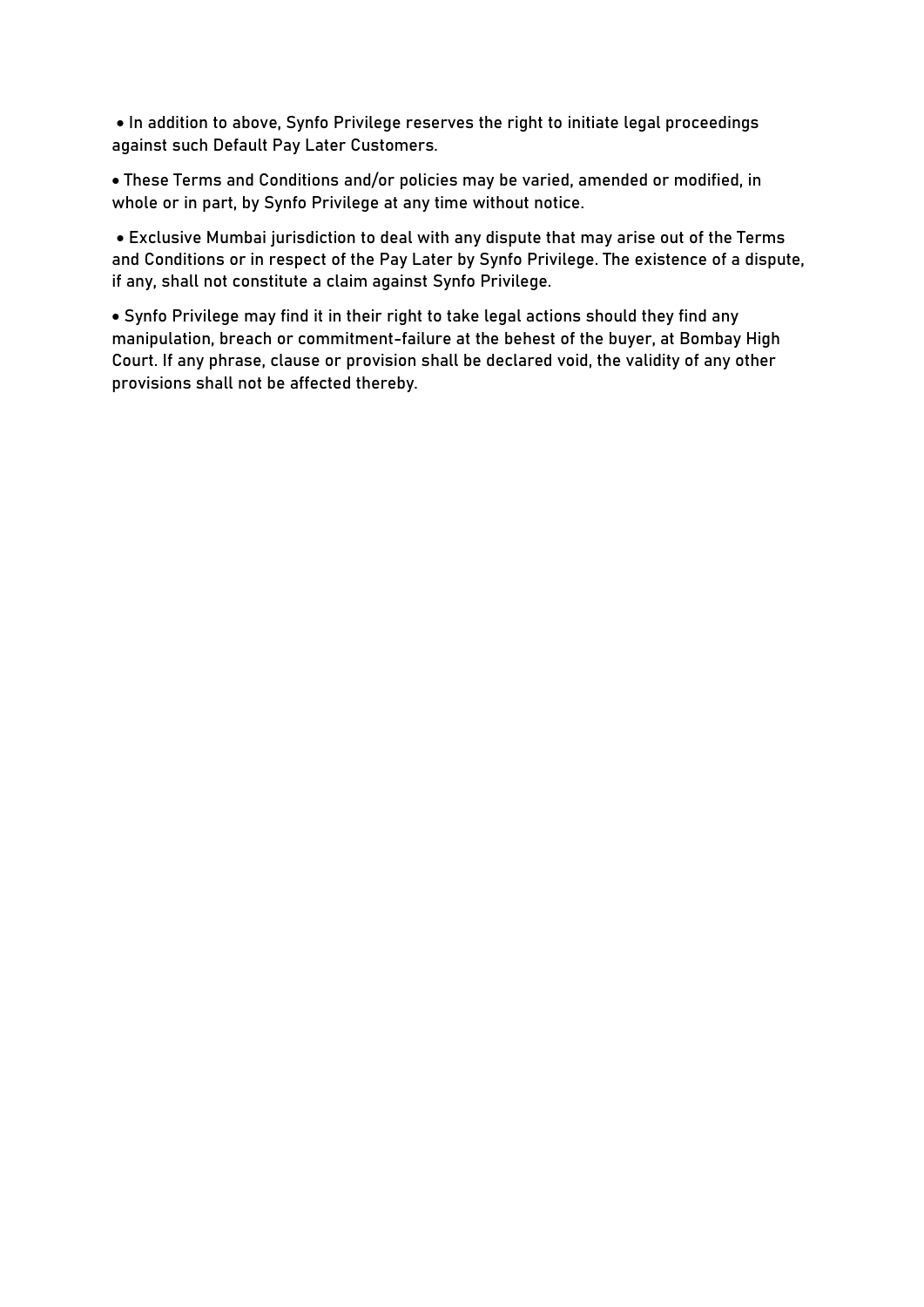- In addition to above, Synfo Privilege reserves the right to initiate legal proceedings against such Default Pay Later Customers.
- These Terms and Conditions and/or policies may be varied, amended or modified, in whole or in part, by Synfo Privilege at any time without notice.
- Exclusive Mumbai jurisdiction to deal with any dispute that may arise out of the Terms and Conditions or in respect of the Pay Later by Synfo Privilege. The existence of a dispute, if any, shall not constitute a claim against Synfo Privilege.
- Synfo Privilege may find it in their right to take legal actions should they find any manipulation, breach or commitment-failure at the behest of the buyer, at Bombay High Court. If any phrase, clause or provision shall be declared void, the validity of any other provisions shall not be affected thereby.